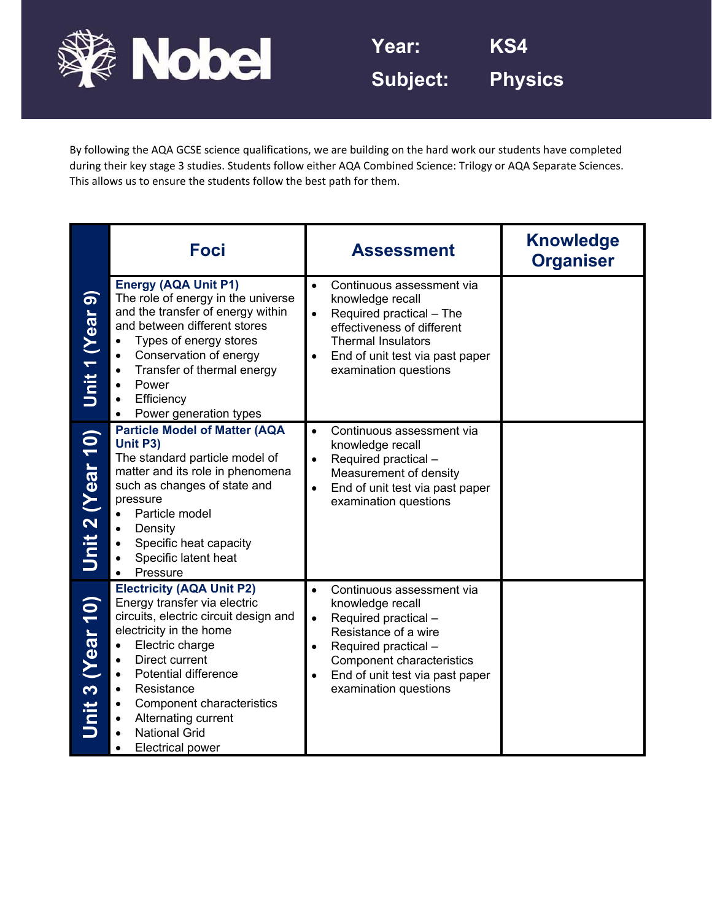# Nobel

**Year:** KS4

**Subject:** Physics

By following the AQA GCSE science qualifications, we are building on the hard work our students have completed during their key stage 3 studies. Students follow either AQA Combined Science: Trilogy or AQA Separate Sciences. This allows us to ensure the students follow the best path for them.

| | Foci | Assessment | Knowledge Organiser |
|---|---|---|---|
| **Unit 1 (Year 9)** | **Energy (AQA Unit P1)**<br>The role of energy in the universe and the transfer of energy within and between different stores<br>• Types of energy stores<br>• Conservation of energy<br>• Transfer of thermal energy<br>• Power<br>• Efficiency<br>• Power generation types | • Continuous assessment via knowledge recall<br>• Required practical – The effectiveness of different Thermal Insulators<br>• End of unit test via past paper examination questions | |
| **Unit 2 (Year 10)** | **Particle Model of Matter (AQA Unit P3)**<br>The standard particle model of matter and its role in phenomena such as changes of state and pressure<br>• Particle model<br>• Density<br>• Specific heat capacity<br>• Specific latent heat<br>• Pressure | • Continuous assessment via knowledge recall<br>• Required practical – Measurement of density<br>• End of unit test via past paper examination questions | |
| **Unit 3 (Year 10)** | **Electricity (AQA Unit P2)**<br>Energy transfer via electric circuits, electric circuit design and electricity in the home<br>• Electric charge<br>• Direct current<br>• Potential difference<br>• Resistance<br>• Component characteristics<br>• Alternating current<br>• National Grid<br>• Electrical power | • Continuous assessment via knowledge recall<br>• Required practical – Resistance of a wire<br>• Required practical – Component characteristics<br>• End of unit test via past paper examination questions | |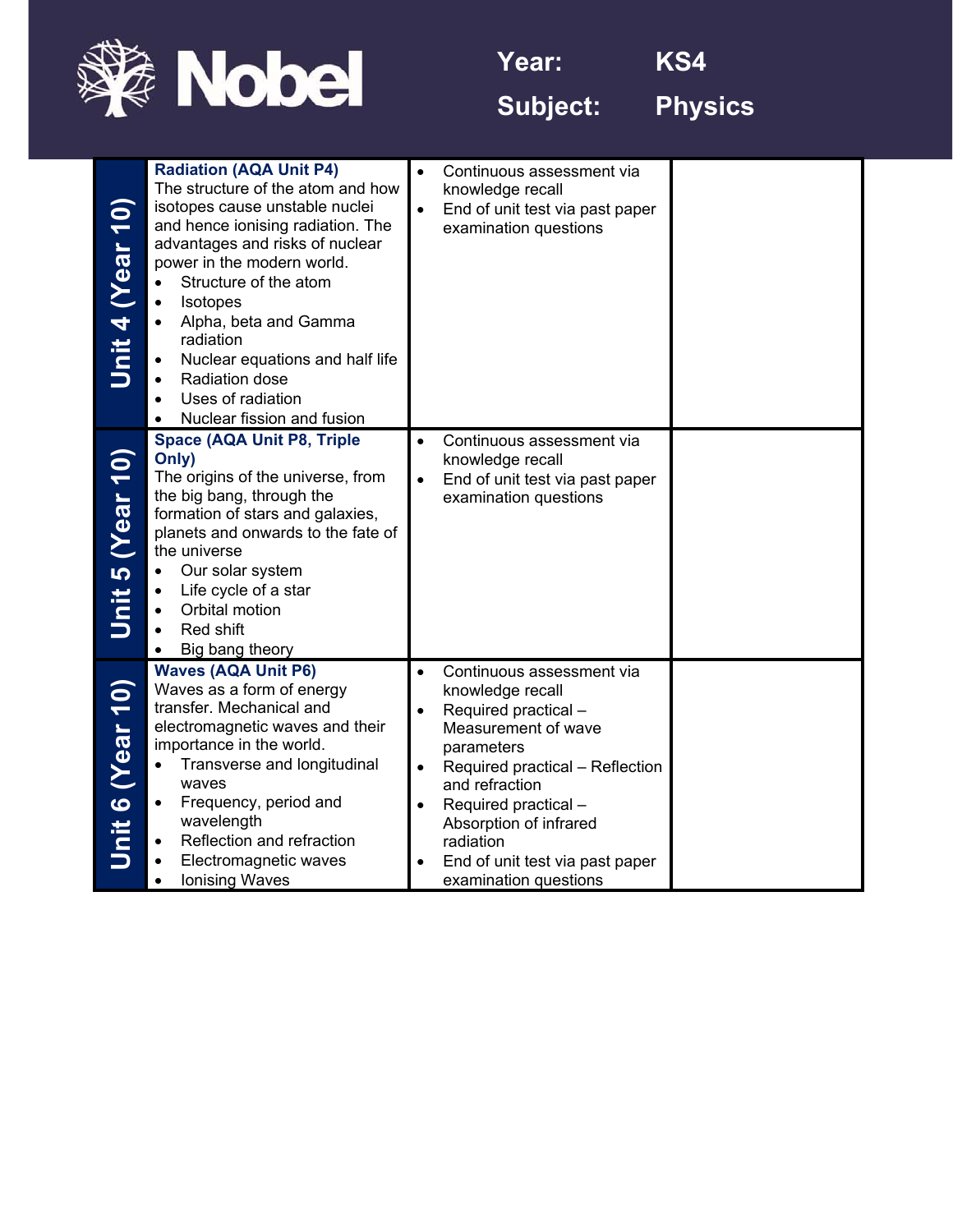**Year:** KS4

**Subject:** Physics

| Unit | Content | Assessment | |
|---|---|---|---|
| **Unit 4 (Year 10)** | **Radiation (AQA Unit P4)**<br>The structure of the atom and how isotopes cause unstable nuclei and hence ionising radiation. The advantages and risks of nuclear power in the modern world.<br>• Structure of the atom<br>• Isotopes<br>• Alpha, beta and Gamma radiation<br>• Nuclear equations and half life<br>• Radiation dose<br>• Uses of radiation<br>• Nuclear fission and fusion | • Continuous assessment via knowledge recall<br>• End of unit test via past paper examination questions | |
| **Unit 5 (Year 10)** | **Space (AQA Unit P8, Triple Only)**<br>The origins of the universe, from the big bang, through the formation of stars and galaxies, planets and onwards to the fate of the universe<br>• Our solar system<br>• Life cycle of a star<br>• Orbital motion<br>• Red shift<br>• Big bang theory | • Continuous assessment via knowledge recall<br>• End of unit test via past paper examination questions | |
| **Unit 6 (Year 10)** | **Waves (AQA Unit P6)**<br>Waves as a form of energy transfer. Mechanical and electromagnetic waves and their importance in the world.<br>• Transverse and longitudinal waves<br>• Frequency, period and wavelength<br>• Reflection and refraction<br>• Electromagnetic waves<br>• Ionising Waves | • Continuous assessment via knowledge recall<br>• Required practical – Measurement of wave parameters<br>• Required practical – Reflection and refraction<br>• Required practical – Absorption of infrared radiation<br>• End of unit test via past paper examination questions | |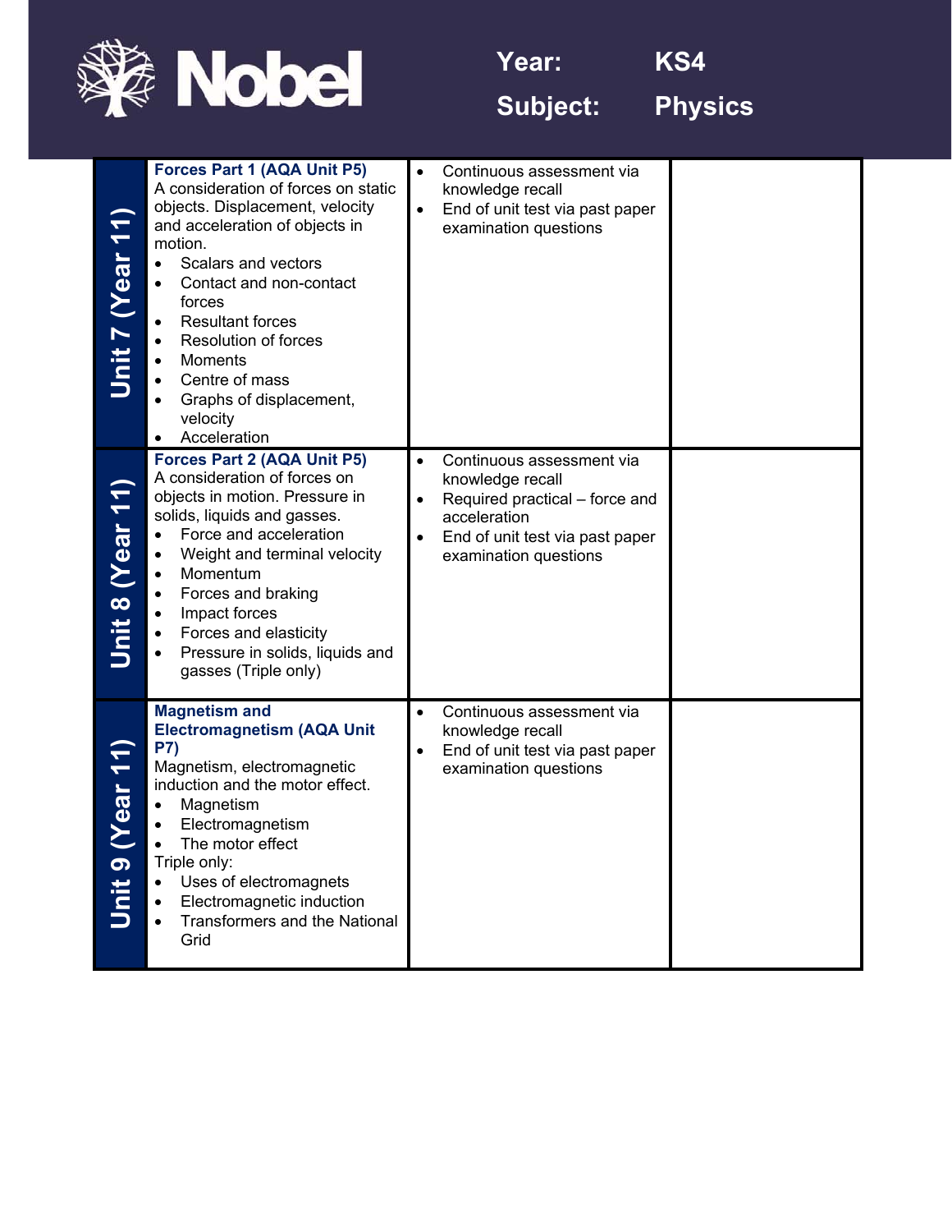**Year:** KS4

**Subject:** Physics

| | | | |
|---|---|---|---|
| **Unit 7 (Year 11)** | **Forces Part 1 (AQA Unit P5)**<br>A consideration of forces on static objects. Displacement, velocity and acceleration of objects in motion.<br>• Scalars and vectors<br>• Contact and non-contact forces<br>• Resultant forces<br>• Resolution of forces<br>• Moments<br>• Centre of mass<br>• Graphs of displacement, velocity<br>• Acceleration | • Continuous assessment via knowledge recall<br>• End of unit test via past paper examination questions | |
| **Unit 8 (Year 11)** | **Forces Part 2 (AQA Unit P5)**<br>A consideration of forces on objects in motion. Pressure in solids, liquids and gasses.<br>• Force and acceleration<br>• Weight and terminal velocity<br>• Momentum<br>• Forces and braking<br>• Impact forces<br>• Forces and elasticity<br>• Pressure in solids, liquids and gasses (Triple only) | • Continuous assessment via knowledge recall<br>• Required practical – force and acceleration<br>• End of unit test via past paper examination questions | |
| **Unit 9 (Year 11)** | **Magnetism and Electromagnetism (AQA Unit P7)**<br>Magnetism, electromagnetic induction and the motor effect.<br>• Magnetism<br>• Electromagnetism<br>• The motor effect<br>Triple only:<br>• Uses of electromagnets<br>• Electromagnetic induction<br>• Transformers and the National Grid | • Continuous assessment via knowledge recall<br>• End of unit test via past paper examination questions | |